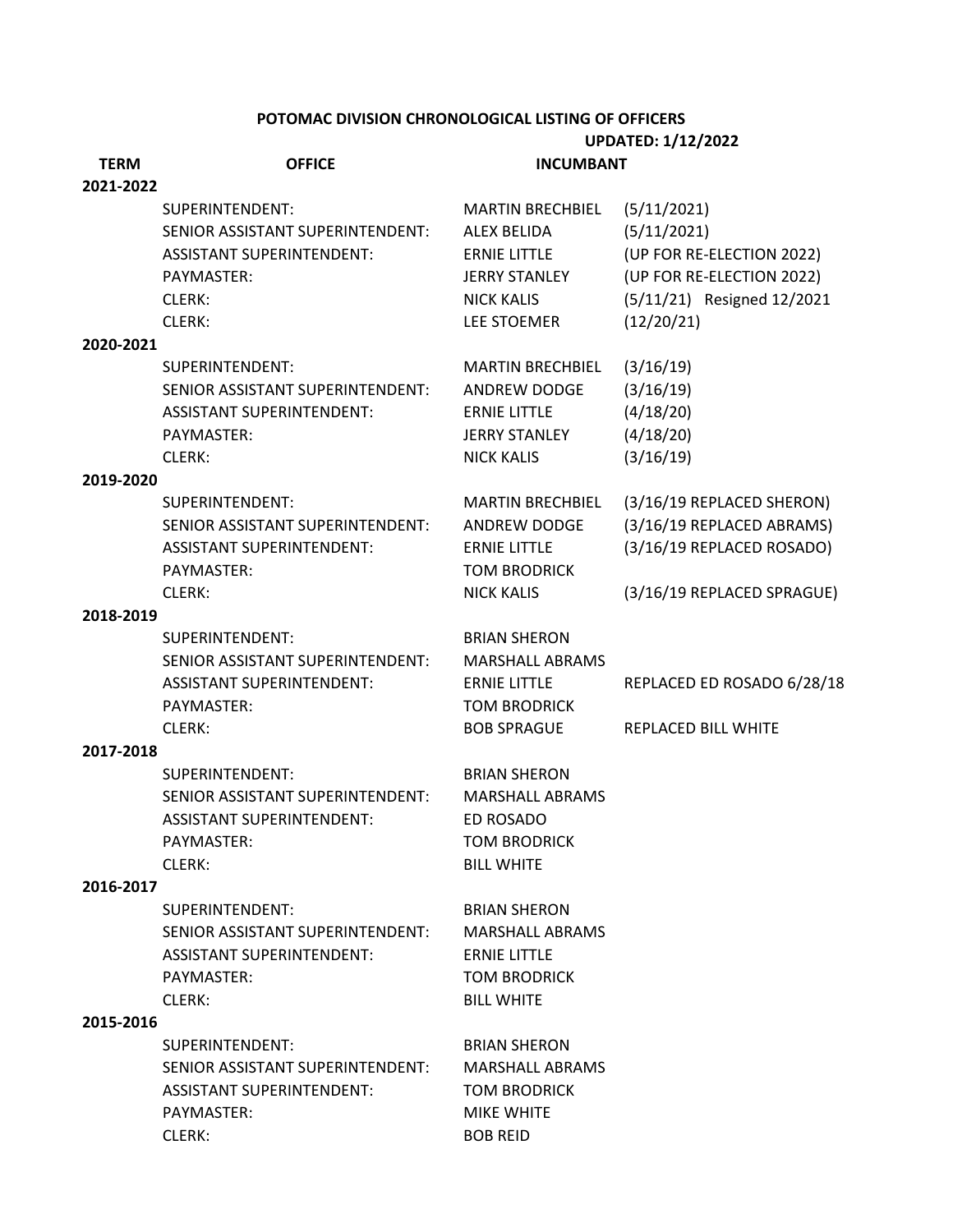# POTOMAC DIVISION CHRONOLOGICAL LISTING OF OFFICERS

**UPDATED: 1/12/2022**

| TERM | OFFICE | INCUMBANT | |
|---|---|---|---|
| **2021-2022** | | | |
| | SUPERINTENDENT: | MARTIN BRECHBIEL | (5/11/2021) |
| | SENIOR ASSISTANT SUPERINTENDENT: | ALEX BELIDA | (5/11/2021) |
| | ASSISTANT SUPERINTENDENT: | ERNIE LITTLE | (UP FOR RE-ELECTION 2022) |
| | PAYMASTER: | JERRY STANLEY | (UP FOR RE-ELECTION 2022) |
| | CLERK: | NICK KALIS | (5/11/21) Resigned 12/2021 |
| | CLERK: | LEE STOEMER | (12/20/21) |
| **2020-2021** | | | |
| | SUPERINTENDENT: | MARTIN BRECHBIEL | (3/16/19) |
| | SENIOR ASSISTANT SUPERINTENDENT: | ANDREW DODGE | (3/16/19) |
| | ASSISTANT SUPERINTENDENT: | ERNIE LITTLE | (4/18/20) |
| | PAYMASTER: | JERRY STANLEY | (4/18/20) |
| | CLERK: | NICK KALIS | (3/16/19) |
| **2019-2020** | | | |
| | SUPERINTENDENT: | MARTIN BRECHBIEL | (3/16/19 REPLACED SHERON) |
| | SENIOR ASSISTANT SUPERINTENDENT: | ANDREW DODGE | (3/16/19 REPLACED ABRAMS) |
| | ASSISTANT SUPERINTENDENT: | ERNIE LITTLE | (3/16/19 REPLACED ROSADO) |
| | PAYMASTER: | TOM BRODRICK | |
| | CLERK: | NICK KALIS | (3/16/19 REPLACED SPRAGUE) |
| **2018-2019** | | | |
| | SUPERINTENDENT: | BRIAN SHERON | |
| | SENIOR ASSISTANT SUPERINTENDENT: | MARSHALL ABRAMS | |
| | ASSISTANT SUPERINTENDENT: | ERNIE LITTLE | REPLACED ED ROSADO 6/28/18 |
| | PAYMASTER: | TOM BRODRICK | |
| | CLERK: | BOB SPRAGUE | REPLACED BILL WHITE |
| **2017-2018** | | | |
| | SUPERINTENDENT: | BRIAN SHERON | |
| | SENIOR ASSISTANT SUPERINTENDENT: | MARSHALL ABRAMS | |
| | ASSISTANT SUPERINTENDENT: | ED ROSADO | |
| | PAYMASTER: | TOM BRODRICK | |
| | CLERK: | BILL WHITE | |
| **2016-2017** | | | |
| | SUPERINTENDENT: | BRIAN SHERON | |
| | SENIOR ASSISTANT SUPERINTENDENT: | MARSHALL ABRAMS | |
| | ASSISTANT SUPERINTENDENT: | ERNIE LITTLE | |
| | PAYMASTER: | TOM BRODRICK | |
| | CLERK: | BILL WHITE | |
| **2015-2016** | | | |
| | SUPERINTENDENT: | BRIAN SHERON | |
| | SENIOR ASSISTANT SUPERINTENDENT: | MARSHALL ABRAMS | |
| | ASSISTANT SUPERINTENDENT: | TOM BRODRICK | |
| | PAYMASTER: | MIKE WHITE | |
| | CLERK: | BOB REID | |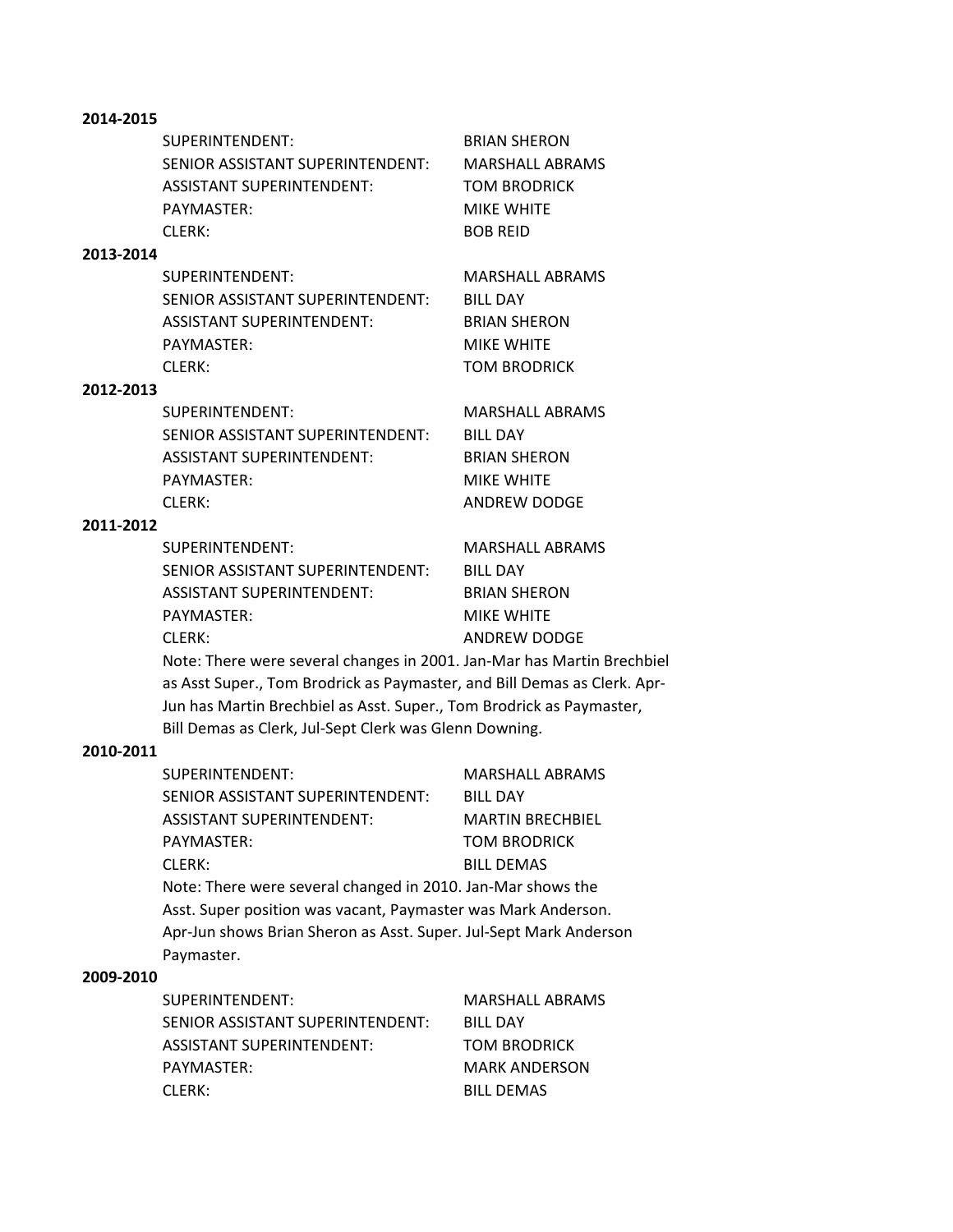**2014-2015**

SUPERINTENDENT: BRIAN SHERON
SENIOR ASSISTANT SUPERINTENDENT: MARSHALL ABRAMS
ASSISTANT SUPERINTENDENT: TOM BRODRICK
PAYMASTER: MIKE WHITE
CLERK: BOB REID

**2013-2014**

SUPERINTENDENT: MARSHALL ABRAMS
SENIOR ASSISTANT SUPERINTENDENT: BILL DAY
ASSISTANT SUPERINTENDENT: BRIAN SHERON
PAYMASTER: MIKE WHITE
CLERK: TOM BRODRICK

**2012-2013**

SUPERINTENDENT: MARSHALL ABRAMS
SENIOR ASSISTANT SUPERINTENDENT: BILL DAY
ASSISTANT SUPERINTENDENT: BRIAN SHERON
PAYMASTER: MIKE WHITE
CLERK: ANDREW DODGE

**2011-2012**

SUPERINTENDENT: MARSHALL ABRAMS
SENIOR ASSISTANT SUPERINTENDENT: BILL DAY
ASSISTANT SUPERINTENDENT: BRIAN SHERON
PAYMASTER: MIKE WHITE
CLERK: ANDREW DODGE

Note: There were several changes in 2001. Jan-Mar has Martin Brechbiel as Asst Super., Tom Brodrick as Paymaster, and Bill Demas as Clerk. Apr-Jun has Martin Brechbiel as Asst. Super., Tom Brodrick as Paymaster, Bill Demas as Clerk, Jul-Sept Clerk was Glenn Downing.

**2010-2011**

SUPERINTENDENT: MARSHALL ABRAMS
SENIOR ASSISTANT SUPERINTENDENT: BILL DAY
ASSISTANT SUPERINTENDENT: MARTIN BRECHBIEL
PAYMASTER: TOM BRODRICK
CLERK: BILL DEMAS

Note: There were several changed in 2010. Jan-Mar shows the Asst. Super position was vacant, Paymaster was Mark Anderson. Apr-Jun shows Brian Sheron as Asst. Super. Jul-Sept Mark Anderson Paymaster.

**2009-2010**

SUPERINTENDENT: MARSHALL ABRAMS
SENIOR ASSISTANT SUPERINTENDENT: BILL DAY
ASSISTANT SUPERINTENDENT: TOM BRODRICK
PAYMASTER: MARK ANDERSON
CLERK: BILL DEMAS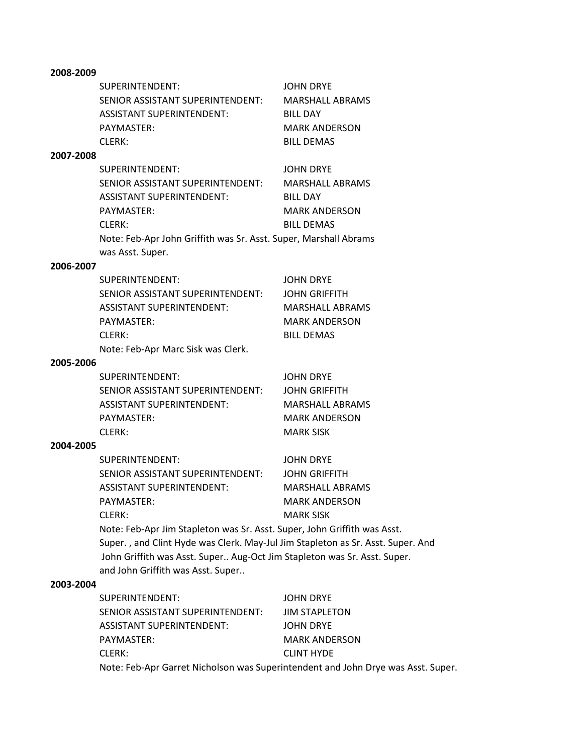**2008-2009**

| | |
|---|---|
| SUPERINTENDENT: | JOHN DRYE |
| SENIOR ASSISTANT SUPERINTENDENT: | MARSHALL ABRAMS |
| ASSISTANT SUPERINTENDENT: | BILL DAY |
| PAYMASTER: | MARK ANDERSON |
| CLERK: | BILL DEMAS |

**2007-2008**

| | |
|---|---|
| SUPERINTENDENT: | JOHN DRYE |
| SENIOR ASSISTANT SUPERINTENDENT: | MARSHALL ABRAMS |
| ASSISTANT SUPERINTENDENT: | BILL DAY |
| PAYMASTER: | MARK ANDERSON |
| CLERK: | BILL DEMAS |

Note: Feb-Apr John Griffith was Sr. Asst. Super, Marshall Abrams was Asst. Super.

**2006-2007**

| | |
|---|---|
| SUPERINTENDENT: | JOHN DRYE |
| SENIOR ASSISTANT SUPERINTENDENT: | JOHN GRIFFITH |
| ASSISTANT SUPERINTENDENT: | MARSHALL ABRAMS |
| PAYMASTER: | MARK ANDERSON |
| CLERK: | BILL DEMAS |

Note: Feb-Apr Marc Sisk was Clerk.

**2005-2006**

| | |
|---|---|
| SUPERINTENDENT: | JOHN DRYE |
| SENIOR ASSISTANT SUPERINTENDENT: | JOHN GRIFFITH |
| ASSISTANT SUPERINTENDENT: | MARSHALL ABRAMS |
| PAYMASTER: | MARK ANDERSON |
| CLERK: | MARK SISK |

**2004-2005**

| | |
|---|---|
| SUPERINTENDENT: | JOHN DRYE |
| SENIOR ASSISTANT SUPERINTENDENT: | JOHN GRIFFITH |
| ASSISTANT SUPERINTENDENT: | MARSHALL ABRAMS |
| PAYMASTER: | MARK ANDERSON |
| CLERK: | MARK SISK |

Note: Feb-Apr Jim Stapleton was Sr. Asst. Super, John Griffith was Asst. Super. , and Clint Hyde was Clerk. May-Jul Jim Stapleton as Sr. Asst. Super. And John Griffith was Asst. Super.. Aug-Oct Jim Stapleton was Sr. Asst. Super. and John Griffith was Asst. Super..

**2003-2004**

| | |
|---|---|
| SUPERINTENDENT: | JOHN DRYE |
| SENIOR ASSISTANT SUPERINTENDENT: | JIM STAPLETON |
| ASSISTANT SUPERINTENDENT: | JOHN DRYE |
| PAYMASTER: | MARK ANDERSON |
| CLERK: | CLINT HYDE |

Note: Feb-Apr Garret Nicholson was Superintendent and John Drye was Asst. Super.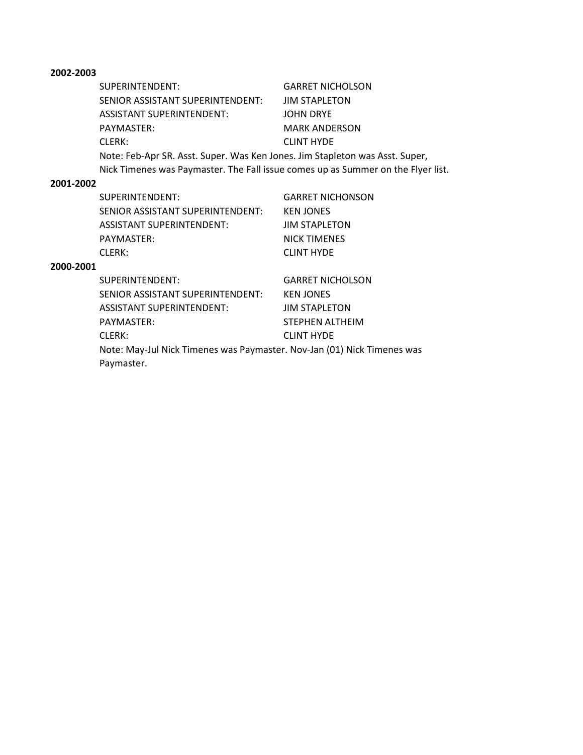**2002-2003**

| | |
|---|---|
| SUPERINTENDENT: | GARRET NICHOLSON |
| SENIOR ASSISTANT SUPERINTENDENT: | JIM STAPLETON |
| ASSISTANT SUPERINTENDENT: | JOHN DRYE |
| PAYMASTER: | MARK ANDERSON |
| CLERK: | CLINT HYDE |

Note: Feb-Apr SR. Asst. Super. Was Ken Jones. Jim Stapleton was Asst. Super, Nick Timenes was Paymaster. The Fall issue comes up as Summer on the Flyer list.

**2001-2002**

| | |
|---|---|
| SUPERINTENDENT: | GARRET NICHONSON |
| SENIOR ASSISTANT SUPERINTENDENT: | KEN JONES |
| ASSISTANT SUPERINTENDENT: | JIM STAPLETON |
| PAYMASTER: | NICK TIMENES |
| CLERK: | CLINT HYDE |

**2000-2001**

| | |
|---|---|
| SUPERINTENDENT: | GARRET NICHOLSON |
| SENIOR ASSISTANT SUPERINTENDENT: | KEN JONES |
| ASSISTANT SUPERINTENDENT: | JIM STAPLETON |
| PAYMASTER: | STEPHEN ALTHEIM |
| CLERK: | CLINT HYDE |

Note: May-Jul Nick Timenes was Paymaster. Nov-Jan (01) Nick Timenes was Paymaster.